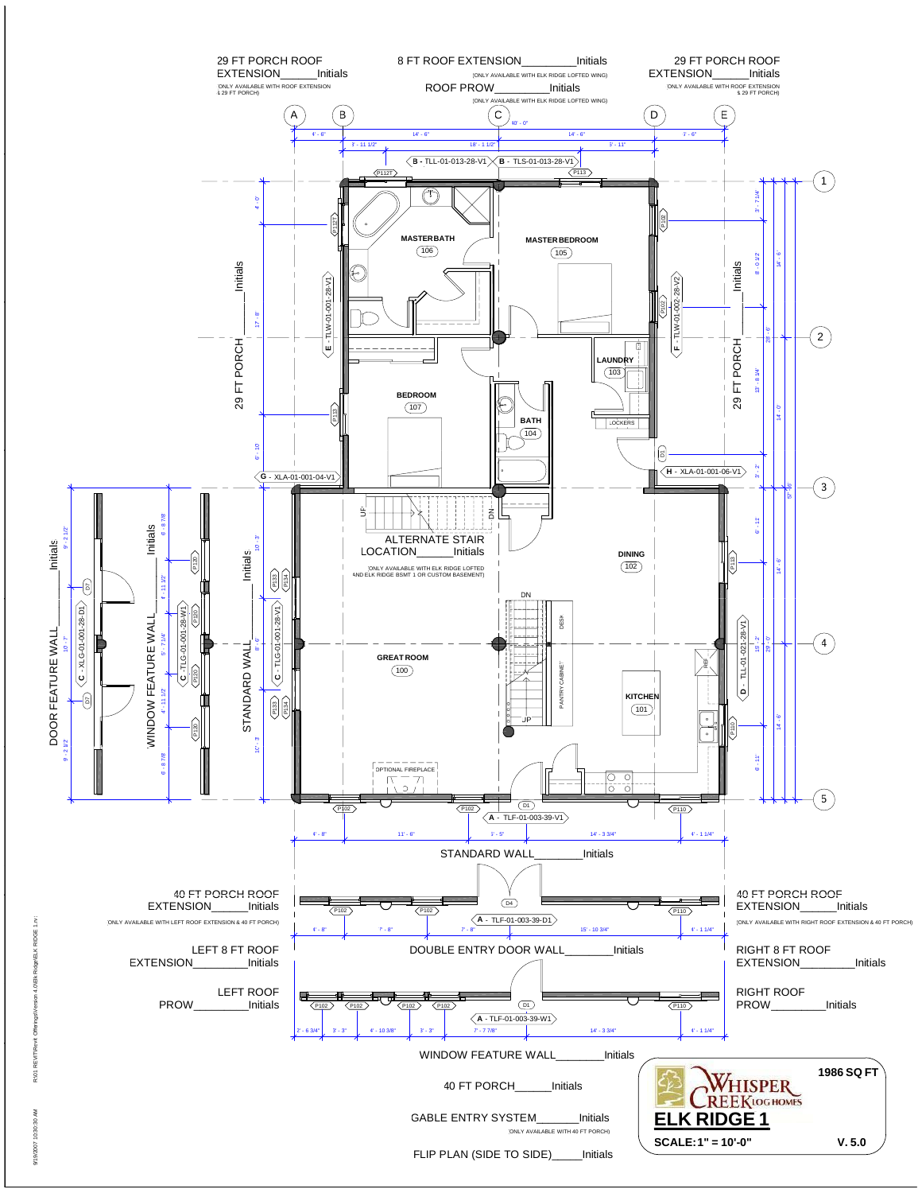29 FT PORCH ROOF EXTENSION______Initials
(ONLY AVAILABLE WITH ROOF EXTENSION & 29 FT PORCH)

8 FT ROOF EXTENSION__________Initials
(ONLY AVAILABLE WITH ELK RIDGE LOFTED WING)

ROOF PROW__________Initials
(ONLY AVAILABLE WITH ELK RIDGE LOFTED WING)

29 FT PORCH ROOF EXTENSION______Initials
(ONLY AVAILABLE WITH ROOF EXTENSION & 29 FT PORCH)

MASTER BATH 106

MASTER BEDROOM 105

LAUNDRY 103

LOCKERS

BEDROOM 107

BATH 104

29 FT PORCH ______Initials

29 FT PORCH ______Initials

ALTERNATE STAIR LOCATION______Initials
(ONLY AVAILABLE WITH ELK RIDGE LOFTED AND ELK RIDGE BSMT 1 OR CUSTOM BASEMENT)

DINING 102

GREAT ROOM 100

KITCHEN 101

PANTRY CABINET

DESK

REF

OPTIONAL FIREPLACE

DOOR FEATURE WALL______Initials

WINDOW FEATURE WALL______Initials

STANDARD WALL______Initials

STANDARD WALL________Initials

40 FT PORCH ROOF EXTENSION______Initials
(ONLY AVAILABLE WITH LEFT ROOF EXTENSION & 40 FT PORCH)

40 FT PORCH ROOF EXTENSION______Initials
(ONLY AVAILABLE WITH RIGHT ROOF EXTENSION & 40 FT PORCH)

DOUBLE ENTRY DOOR WALL________Initials

LEFT 8 FT ROOF EXTENSION__________Initials

RIGHT 8 FT ROOF EXTENSION__________Initials

LEFT ROOF PROW__________Initials

RIGHT ROOF PROW__________Initials

WINDOW FEATURE WALL________Initials

40 FT PORCH______Initials

GABLE ENTRY SYSTEM_______Initials
(ONLY AVAILABLE WITH 40 FT PORCH)

FLIP PLAN (SIDE TO SIDE)_____Initials

WHISPER CREEK LOG HOMES

**ELK RIDGE 1**

1986 SQ FT

SCALE: 1" = 10'-0"

V. 5.0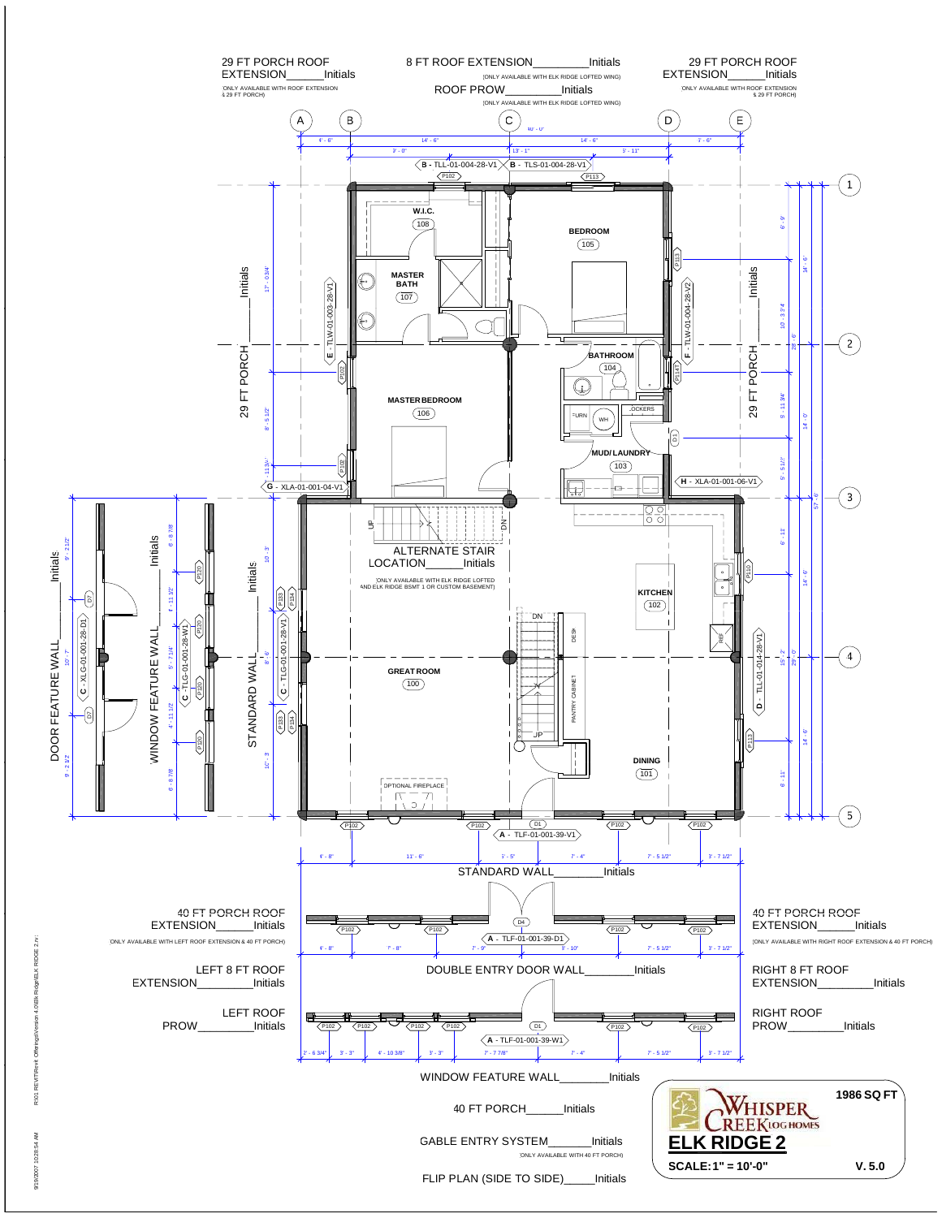29 FT PORCH ROOF EXTENSION______Initials
(ONLY AVAILABLE WITH ROOF EXTENSION & 29 FT PORCH)

8 FT ROOF EXTENSION________Initials
(ONLY AVAILABLE WITH ELK RIDGE LOFTED WING)

ROOF PROW_________Initials
(ONLY AVAILABLE WITH ELK RIDGE LOFTED WING)

29 FT PORCH ROOF EXTENSION______Initials
(ONLY AVAILABLE WITH ROOF EXTENSION & 29 FT PORCH)

29 FT PORCH ______ Initials

29 FT PORCH ______ Initials

W.I.C. (108)

BEDROOM (105)

MASTER BATH (107)

BATHROOM (104)

MASTER BEDROOM (106)

MUD/ LAUNDRY (103)

LOCKERS

FURN

WH

ALTERNATE STAIR LOCATION______Initials
(ONLY AVAILABLE WITH ELK RIDGE LOFTED AND ELK RIDGE BSMT 1 OR CUSTOM BASEMENT)

KITCHEN (102)

GREAT ROOM (100)

DINING (101)

DESK

PANTRY CABINET

REF

OPTIONAL FIREPLACE

DOOR FEATURE WALL______Initials

WINDOW FEATURE WALL______Initials

STANDARD WALL______Initials

STANDARD WALL________Initials

40 FT PORCH ROOF EXTENSION______Initials
(ONLY AVAILABLE WITH LEFT ROOF EXTENSION & 40 FT PORCH)

40 FT PORCH ROOF EXTENSION______Initials
(ONLY AVAILABLE WITH RIGHT ROOF EXTENSION & 40 FT PORCH)

DOUBLE ENTRY DOOR WALL________Initials

LEFT 8 FT ROOF EXTENSION_________Initials

RIGHT 8 FT ROOF EXTENSION_________Initials

LEFT ROOF PROW_________Initials

RIGHT ROOF PROW_________Initials

WINDOW FEATURE WALL________Initials

40 FT PORCH______Initials

GABLE ENTRY SYSTEM_______Initials
(ONLY AVAILABLE WITH 40 FT PORCH)

FLIP PLAN (SIDE TO SIDE)_____Initials

WHISPER CREEK LOG HOMES

**ELK RIDGE 2**

1986 SQ FT

SCALE: 1" = 10'-0"

V. 5.0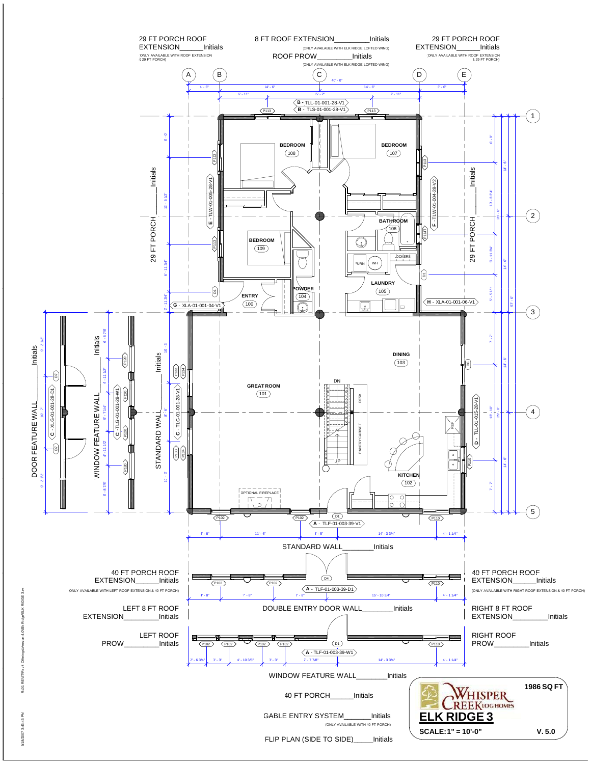29 FT PORCH ROOF EXTENSION______Initials
(ONLY AVAILABLE WITH ROOF EXTENSION & 29 FT PORCH)

8 FT ROOF EXTENSION_________Initials
(ONLY AVAILABLE WITH ELK RIDGE LOFTED WING)

ROOF PROW_________Initials
(ONLY AVAILABLE WITH ELK RIDGE LOFTED WING)

29 FT PORCH ROOF EXTENSION______Initials
(ONLY AVAILABLE WITH ROOF EXTENSION & 29 FT PORCH)

29 FT PORCH ________Initials

29 FT PORCH ________Initials

BEDROOM 108

BEDROOM 107

BATHROOM 106

BEDROOM 109

LAUNDRY 105

POWDER 104

ENTRY 100

GREAT ROOM 101

DINING 103

KITCHEN 102

OPTIONAL FIREPLACE

B - TLL-01-001-28-V1
B - TLS-01-001-28-V1
E - TLW-01-005-28-V1
F - TLW-01-004-28-V2
G - XLA-01-001-04-V1
H - XLA-01-001-06-V1
C - TLG-01-001-28-V1
D - TLL-01-015-28-V1
A - TLF-01-003-39-V1

DOOR FEATURE WALL________Initials
C - XLG-01-001-28-D1

WINDOW FEATURE WALL________Initials
C - TLG-01-001-28-W1

STANDARD WALL________Initials

STANDARD WALL________Initials

40 FT PORCH ROOF EXTENSION______Initials
(ONLY AVAILABLE WITH LEFT ROOF EXTENSION & 40 FT PORCH)

40 FT PORCH ROOF EXTENSION______Initials
(ONLY AVAILABLE WITH RIGHT ROOF EXTENSION & 40 FT PORCH)

A - TLF-01-003-39-D1

DOUBLE ENTRY DOOR WALL________Initials

LEFT 8 FT ROOF EXTENSION_________Initials

RIGHT 8 FT ROOF EXTENSION_________Initials

LEFT ROOF PROW_________Initials

RIGHT ROOF PROW_________Initials

A - TLF-01-003-39-W1

WINDOW FEATURE WALL________Initials

40 FT PORCH______Initials

GABLE ENTRY SYSTEM_______Initials
(ONLY AVAILABLE WITH 40 FT PORCH)

FLIP PLAN (SIDE TO SIDE)_____Initials

**WHISPER CREEK LOG HOMES**

**1986 SQ FT**

**ELK RIDGE 3**

**SCALE: 1" = 10'-0"**

**V. 5.0**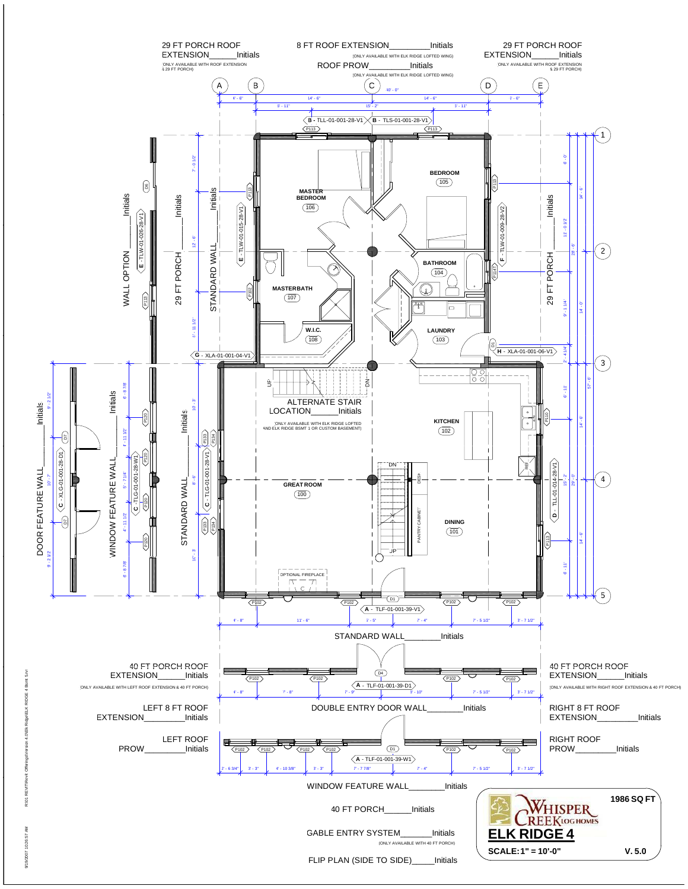29 FT PORCH ROOF EXTENSION______Initials
(ONLY AVAILABLE WITH ROOF EXTENSION & 29 FT PORCH)

8 FT ROOF EXTENSION__________Initials
(ONLY AVAILABLE WITH ELK RIDGE LOFTED WING)

ROOF PROW__________Initials
(ONLY AVAILABLE WITH ELK RIDGE LOFTED WING)

29 FT PORCH ROOF EXTENSION______Initials
(ONLY AVAILABLE WITH ROOF EXTENSION & 29 FT PORCH)

WALL OPTION ______Initials

29 FT PORCH ______Initials

STANDARD WALL______Initials

29 FT PORCH ______Initials

MASTER BEDROOM (106)

BEDROOM (105)

BATHROOM (104)

MASTERBATH (107)

W.I.C. (108)

LAUNDRY (103)

ALTERNATE STAIR LOCATION______Initials
(ONLY AVAILABLE WITH ELK RIDGE LOFTED AND ELK RIDGE BSMT 1 OR CUSTOM BASEMENT)

KITCHEN (102)

GREAT ROOM (100)

DINING (101)

OPTIONAL FIREPLACE

PANTRY CABINET

DESK

DOOR FEATURE WALL______Initials

WINDOW FEATURE WALL______Initials

STANDARD WALL______Initials

STANDARD WALL________Initials

40 FT PORCH ROOF EXTENSION______Initials
(ONLY AVAILABLE WITH LEFT ROOF EXTENSION & 40 FT PORCH)

40 FT PORCH ROOF EXTENSION______Initials
(ONLY AVAILABLE WITH RIGHT ROOF EXTENSION & 40 FT PORCH)

DOUBLE ENTRY DOOR WALL________Initials

LEFT 8 FT ROOF EXTENSION_________Initials

RIGHT 8 FT ROOF EXTENSION_________Initials

LEFT ROOF PROW_________Initials

RIGHT ROOF PROW_________Initials

WINDOW FEATURE WALL________Initials

40 FT PORCH______Initials

GABLE ENTRY SYSTEM_______Initials
(ONLY AVAILABLE WITH 40 FT PORCH)

FLIP PLAN (SIDE TO SIDE)_____Initials

WHISPER CREEK LOG HOMES

1986 SQ FT

**ELK RIDGE 4**

SCALE: 1" = 10'-0"

V. 5.0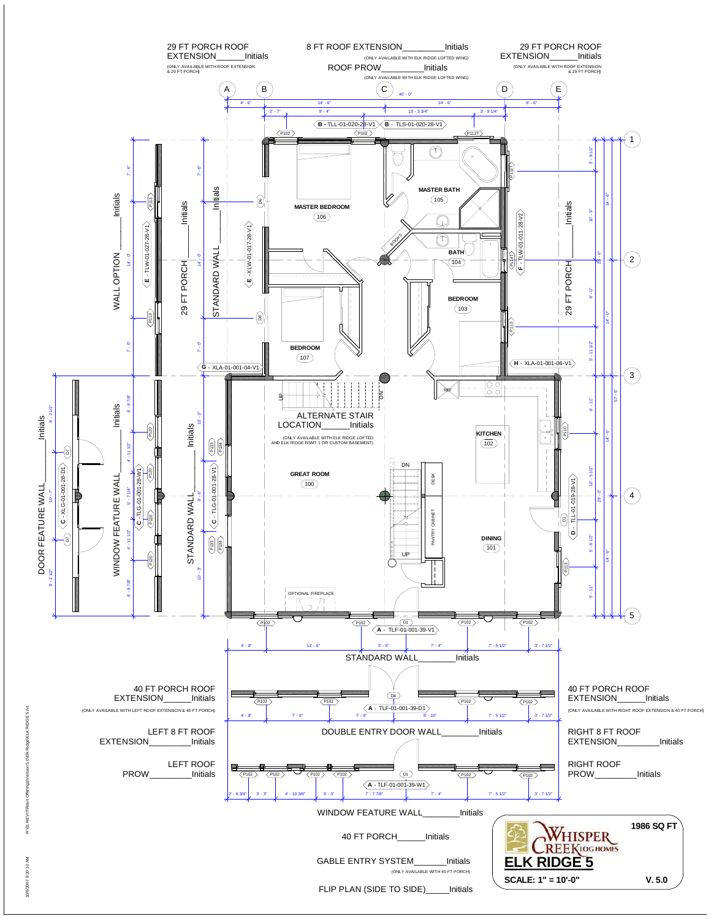29 FT PORCH ROOF EXTENSION______Initials
(ONLY AVAILABLE WITH ROOF EXTENSION & 29 FT PORCH)

8 FT ROOF EXTENSION_________Initials
(ONLY AVAILABLE WITH ELK RIDGE LOFTED WING)

ROOF PROW_________Initials
(ONLY AVAILABLE WITH ELK RIDGE LOFTED WING)

29 FT PORCH ROOF EXTENSION______Initials
(ONLY AVAILABLE WITH ROOF EXTENSION & 29 FT PORCH)

WALL OPTION______Initials

29 FT PORCH______Initials

STANDARD WALL______Initials

29 FT PORCH______Initials

MASTER BEDROOM 106

MASTER BATH 105

BATH 104

BEDROOM 103

BEDROOM 107

ALTERNATE STAIR LOCATION______Initials
(ONLY AVAILABLE WITH ELK RIDGE LOFTED AND ELK RIDGE BSMT 1 OR CUSTOM BASEMENT)

KITCHEN 102

GREAT ROOM 100

DINING 101

OPTIONAL FIREPLACE

DOOR FEATURE WALL______Initials

WINDOW FEATURE WALL______Initials

STANDARD WALL______Initials

STANDARD WALL________Initials

40 FT PORCH ROOF EXTENSION______Initials
(ONLY AVAILABLE WITH LEFT ROOF EXTENSION & 40 FT PORCH)

40 FT PORCH ROOF EXTENSION______Initials
(ONLY AVAILABLE WITH RIGHT ROOF EXTENSION & 40 FT PORCH)

DOUBLE ENTRY DOOR WALL________Initials

LEFT 8 FT ROOF EXTENSION_________Initials

RIGHT 8 FT ROOF EXTENSION_________Initials

LEFT ROOF PROW_________Initials

RIGHT ROOF PROW_________Initials

WINDOW FEATURE WALL________Initials

40 FT PORCH______Initials

GABLE ENTRY SYSTEM_______Initials
(ONLY AVAILABLE WITH 40 FT PORCH)

FLIP PLAN (SIDE TO SIDE)_____Initials

WHISPER CREEK LOG HOMES

**ELK RIDGE 5**

1986 SQ FT

SCALE: 1" = 10'-0"

V. 5.0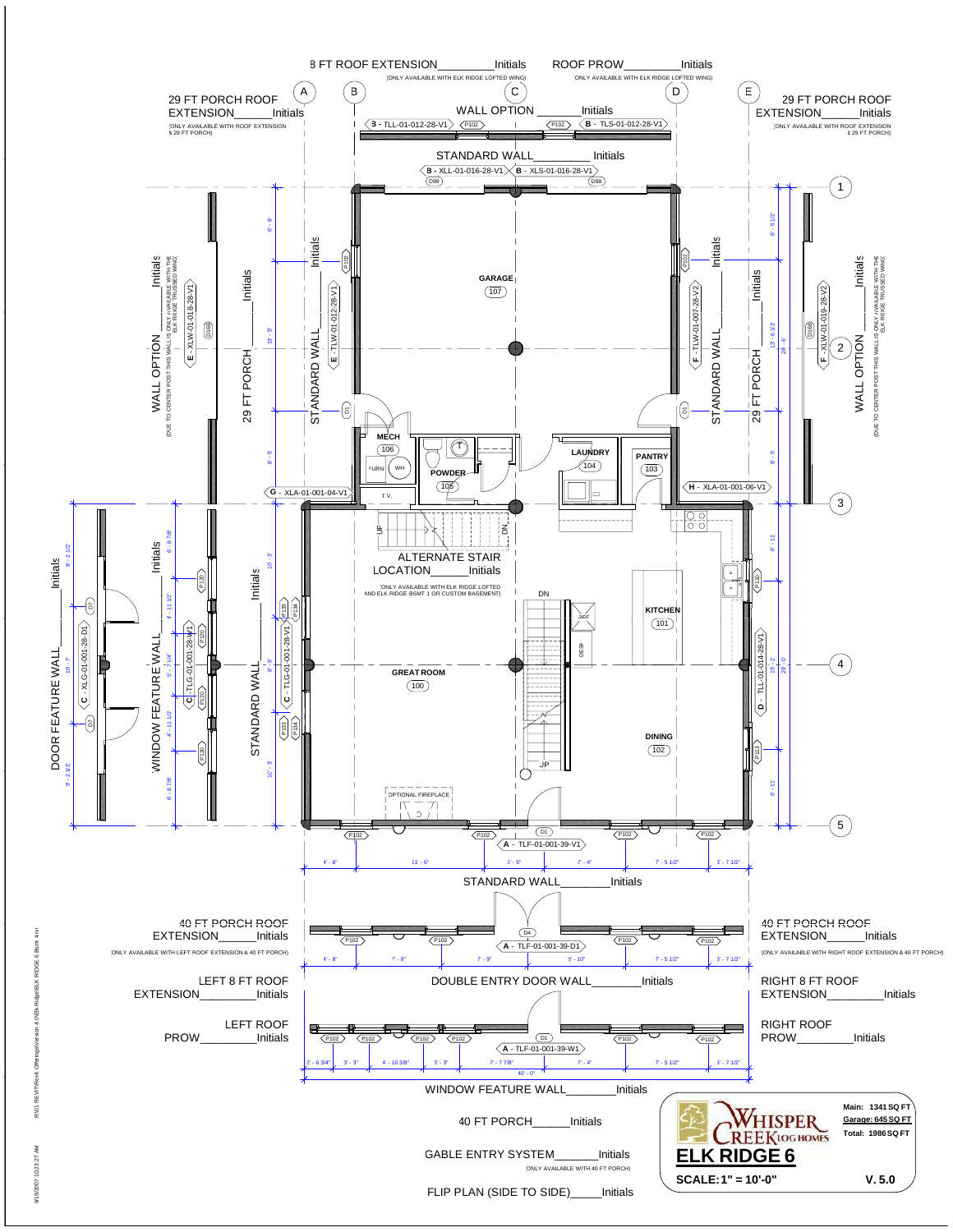8 FT ROOF EXTENSION________Initials
(ONLY AVAILABLE WITH ELK RIDGE LOFTED WING)

ROOF PROW________Initials
(ONLY AVAILABLE WITH ELK RIDGE LOFTED WING)

29 FT PORCH ROOF EXTENSION______Initials
(ONLY AVAILABLE WITH ROOF EXTENSION & 29 FT PORCH)

WALL OPTION _______Initials

B - TLL-01-012-28-V1 | B - TLS-01-012-28-V1

STANDARD WALL_________ Initials

B - XLL-01-016-28-V1 | B - XLS-01-016-28-V1

WALL OPTION ______Initials
(DUE TO CENTER POST THIS WALL IS ONLY AVAILABLE WITH THE ELK RIDGE TRUSSED WING)

E - XLW-01-018-28-V1

29 FT PORCH ______Initials

STANDARD WALL______Initials

E - TLW-01-012-28-V1

F - TLW-01-007-28-V2

F - XLW-01-019-28-V2

GARAGE 107

MECH 106

FURN | WH

POWDER 105

LAUNDRY 104

PANTRY 103

G - XLA-01-001-04-V1

H - XLA-01-001-06-V1

ALTERNATE STAIR LOCATION______Initials
(ONLY AVAILABLE WITH ELK RIDGE LOFTED AND ELK RIDGE BSMT 1 OR CUSTOM BASEMENT)

KITCHEN 101

GREAT ROOM 100

DINING 102

OPTIONAL FIREPLACE

DOOR FEATURE WALL______Initials

C - XLG-01-001-28-D1

WINDOW FEATURE WALL______Initials

C - TLG-01-001-28-W1

STANDARD WALL______Initials

C - TLG-01-001-28-V1

D - TLL-01-014-28-V1

A - TLF-01-001-39-V1

STANDARD WALL_______Initials

40 FT PORCH ROOF EXTENSION______Initials
(ONLY AVAILABLE WITH LEFT ROOF EXTENSION & 40 FT PORCH)

40 FT PORCH ROOF EXTENSION______Initials
(ONLY AVAILABLE WITH RIGHT ROOF EXTENSION & 40 FT PORCH)

A - TLF-01-001-39-D1

LEFT 8 FT ROOF EXTENSION_________Initials

DOUBLE ENTRY DOOR WALL________Initials

RIGHT 8 FT ROOF EXTENSION_________Initials

LEFT ROOF PROW_________Initials

RIGHT ROOF PROW_________Initials

A - TLF-01-001-39-W1

40' - 0"

WINDOW FEATURE WALL________Initials

40 FT PORCH______Initials

GABLE ENTRY SYSTEM_______Initials
(ONLY AVAILABLE WITH 40 FT PORCH)

FLIP PLAN (SIDE TO SIDE)_____Initials

WHISPER CREEK LOG HOMES

Main: 1341 SQ FT
Garage: 645 SQ FT
Total: 1986 SQ FT

**ELK RIDGE 6**

SCALE: 1" = 10'-0"

V. 5.0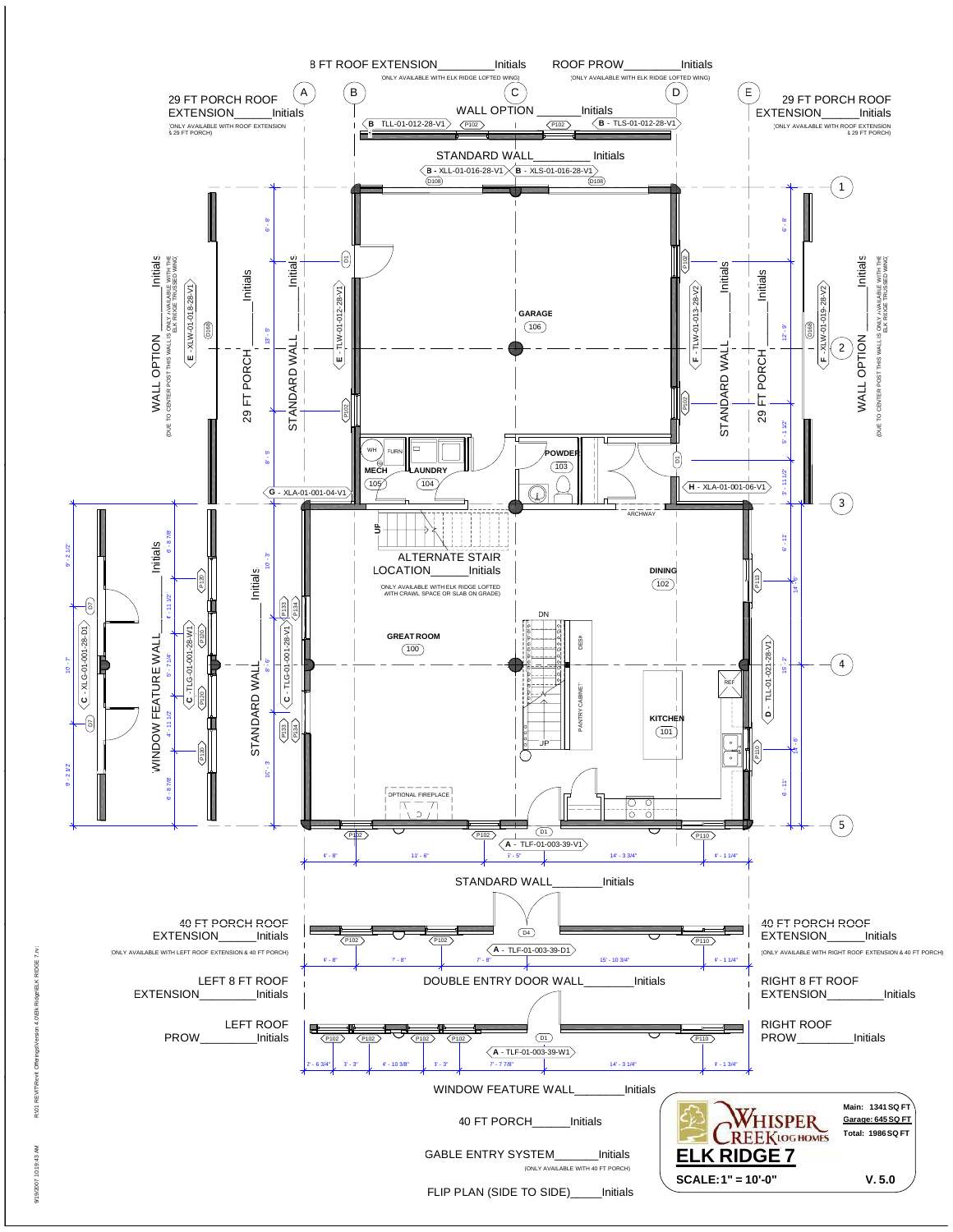8 FT ROOF EXTENSION________Initials
(ONLY AVAILABLE WITH ELK RIDGE LOFTED WING)

ROOF PROW________Initials
(ONLY AVAILABLE WITH ELK RIDGE LOFTED WING)

29 FT PORCH ROOF EXTENSION______Initials
(ONLY AVAILABLE WITH ROOF EXTENSION & 29 FT PORCH)

WALL OPTION _______Initials

B TLL-01-012-28-V1 — B - TLS-01-012-28-V1

STANDARD WALL_________ Initials

B - XLL-01-016-28-V1 — B - XLS-01-016-28-V1

WALL OPTION ______Initials
(DUE TO CENTER POST THIS WALL IS ONLY AVAILABLE WITH THE ELK RIDGE TRUSSED WING)

E - XLW-01-018-28-V1

29 FT PORCH ______Initials

STANDARD WALL ______Initials

E - TLW-01-012-28-V1

F - TLW-01-013-28-V2

F - XLW-01-019-28-V2

GARAGE 106

MECH 105

LAUNDRY 104

POWDER 103

G - XLA-01-001-04-V1

H - XLA-01-001-06-V1

ARCHWAY

ALTERNATE STAIR LOCATION______Initials
(ONLY AVAILABLE WITH ELK RIDGE LOFTED WITH CRAWL SPACE OR SLAB ON GRADE)

DINING 102

GREAT ROOM 100

KITCHEN 101

OPTIONAL FIREPLACE

DESK

PANTRY CABINET

REF

WINDOW FEATURE WALL ______Initials

C - XLG-01-001-28-D1

C -TLG-01-001-28-W1

C - TLG-01-001-28-V1

D - TLL-01-021-28-V1

A - TLF-01-003-39-V1

STANDARD WALL________Initials

40 FT PORCH ROOF EXTENSION______Initials
(ONLY AVAILABLE WITH LEFT ROOF EXTENSION & 40 FT PORCH)

40 FT PORCH ROOF EXTENSION______Initials
(ONLY AVAILABLE WITH RIGHT ROOF EXTENSION & 40 FT PORCH)

A - TLF-01-003-39-D1

LEFT 8 FT ROOF EXTENSION_________Initials

DOUBLE ENTRY DOOR WALL________Initials

RIGHT 8 FT ROOF EXTENSION_________Initials

LEFT ROOF PROW_________Initials

RIGHT ROOF PROW_________Initials

A - TLF-01-003-39-W1

WINDOW FEATURE WALL________Initials

40 FT PORCH______Initials

GABLE ENTRY SYSTEM_______Initials
(ONLY AVAILABLE WITH 40 FT PORCH)

FLIP PLAN (SIDE TO SIDE)_____Initials

WHISPER CREEK LOG HOMES

ELK RIDGE 7

Main: 1341 SQ FT
Garage: 645 SQ FT
Total: 1986 SQ FT

SCALE: 1" = 10'-0"

V. 5.0